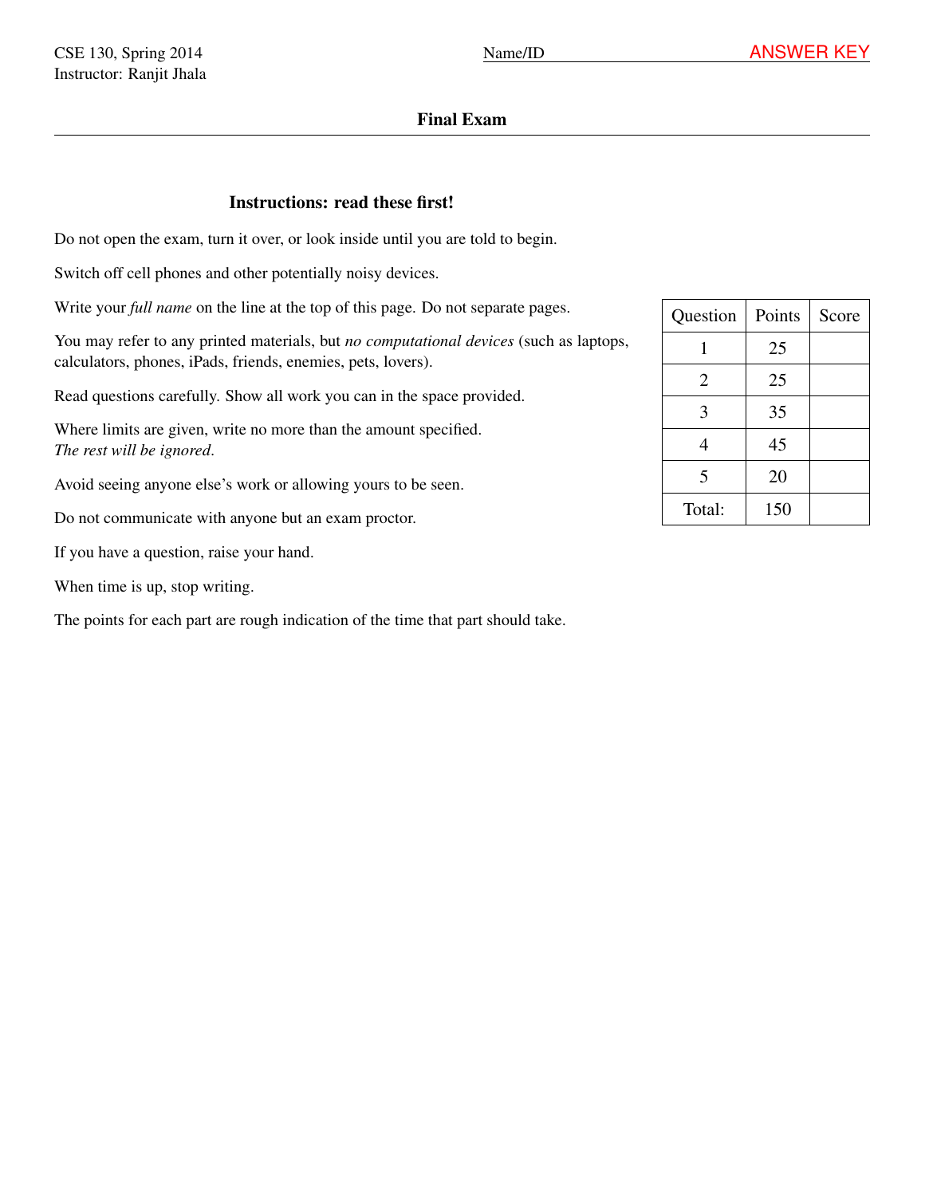CSE 130, Spring 2014
Instructor: Ranjit Jhala

Name/ID ANSWER KEY

# Final Exam

## Instructions: read these first!

Do not open the exam, turn it over, or look inside until you are told to begin.

Switch off cell phones and other potentially noisy devices.

Write your *full name* on the line at the top of this page. Do not separate pages.

You may refer to any printed materials, but *no computational devices* (such as laptops, calculators, phones, iPads, friends, enemies, pets, lovers).

Read questions carefully. Show all work you can in the space provided.

Where limits are given, write no more than the amount specified.
*The rest will be ignored.*

Avoid seeing anyone else's work or allowing yours to be seen.

Do not communicate with anyone but an exam proctor.

If you have a question, raise your hand.

When time is up, stop writing.

The points for each part are rough indication of the time that part should take.

| Question | Points | Score |
|---|---|---|
| 1 | 25 | |
| 2 | 25 | |
| 3 | 35 | |
| 4 | 45 | |
| 5 | 20 | |
| Total: | 150 | |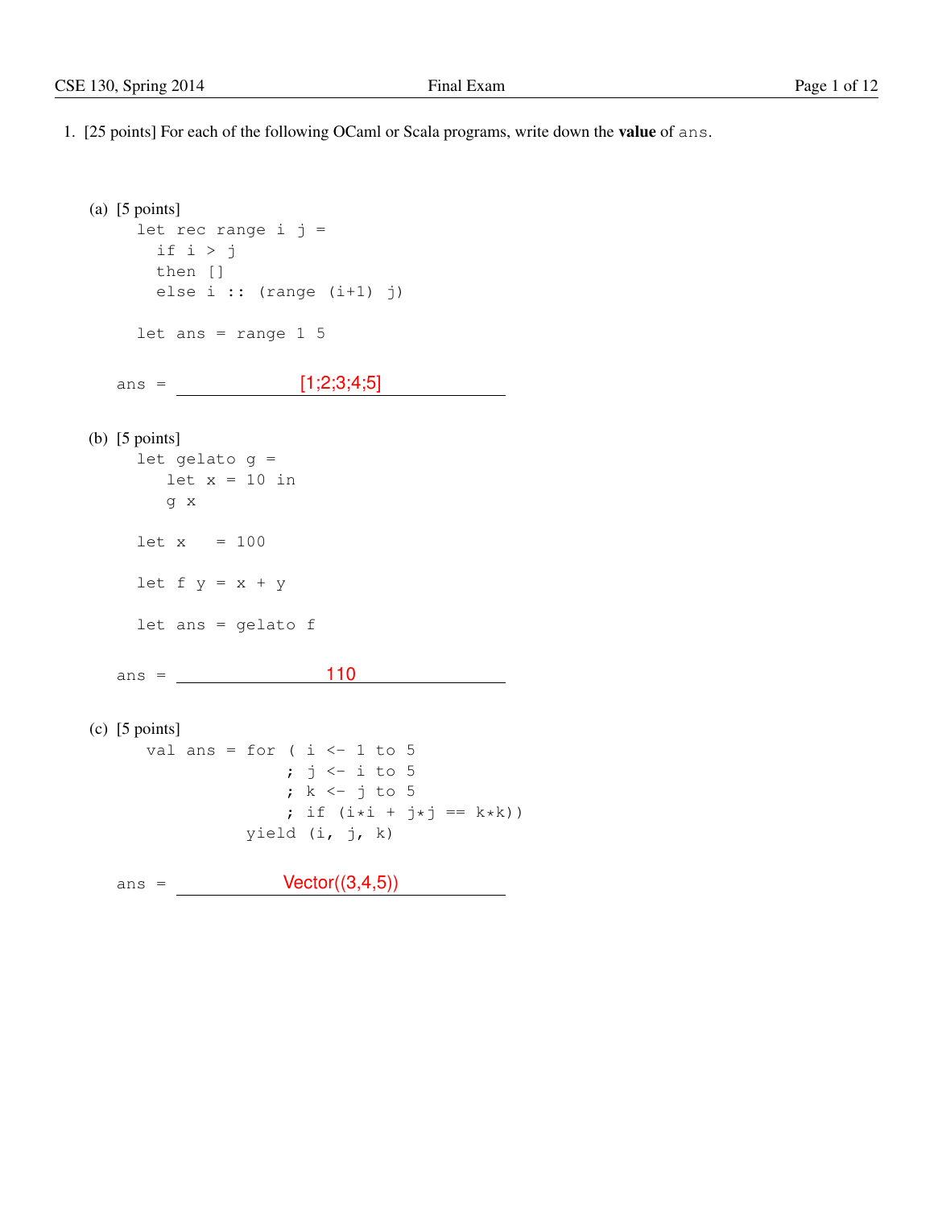1. [25 points] For each of the following OCaml or Scala programs, write down the **value** of `ans`.

(a) [5 points]

```
let rec range i j =
  if i > j
  then []
  else i :: (range (i+1) j)

let ans = range 1 5
```

ans = [1;2;3;4;5]

(b) [5 points]

```
let gelato g =
   let x = 10 in
   g x

let x   = 100

let f y = x + y

let ans = gelato f
```

ans = 110

(c) [5 points]

```
val ans = for ( i <- 1 to 5
              ; j <- i to 5
              ; k <- j to 5
              ; if (i*i + j*j == k*k))
          yield (i, j, k)
```

ans = Vector((3,4,5))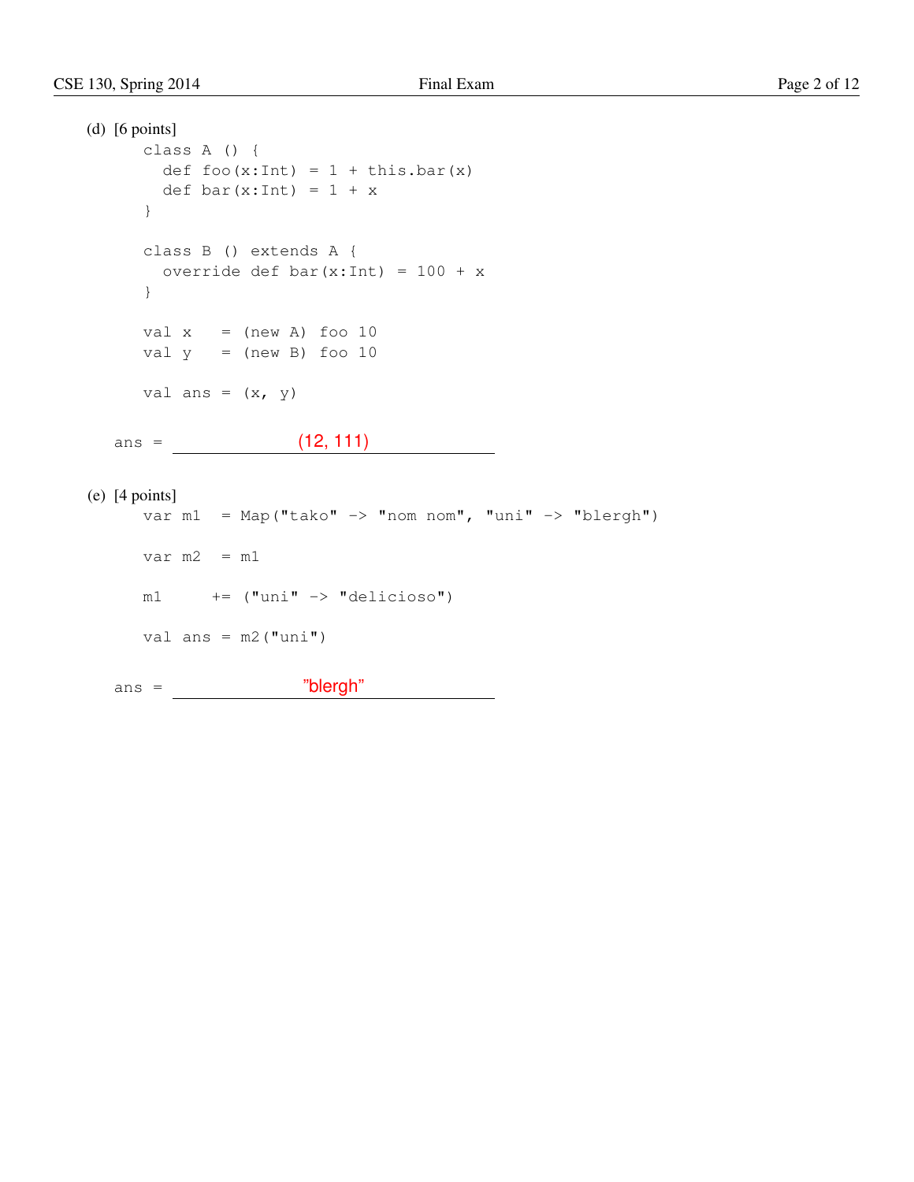(d) [6 points]

```
class A () {
  def foo(x:Int) = 1 + this.bar(x)
  def bar(x:Int) = 1 + x
}

class B () extends A {
  override def bar(x:Int) = 100 + x
}

val x   = (new A) foo 10
val y   = (new B) foo 10

val ans = (x, y)
```

ans = (12, 111)

(e) [4 points]

```
var m1  = Map("tako" -> "nom nom", "uni" -> "blergh")

var m2  = m1

m1     += ("uni" -> "delicioso")

val ans = m2("uni")
```

ans = "blergh"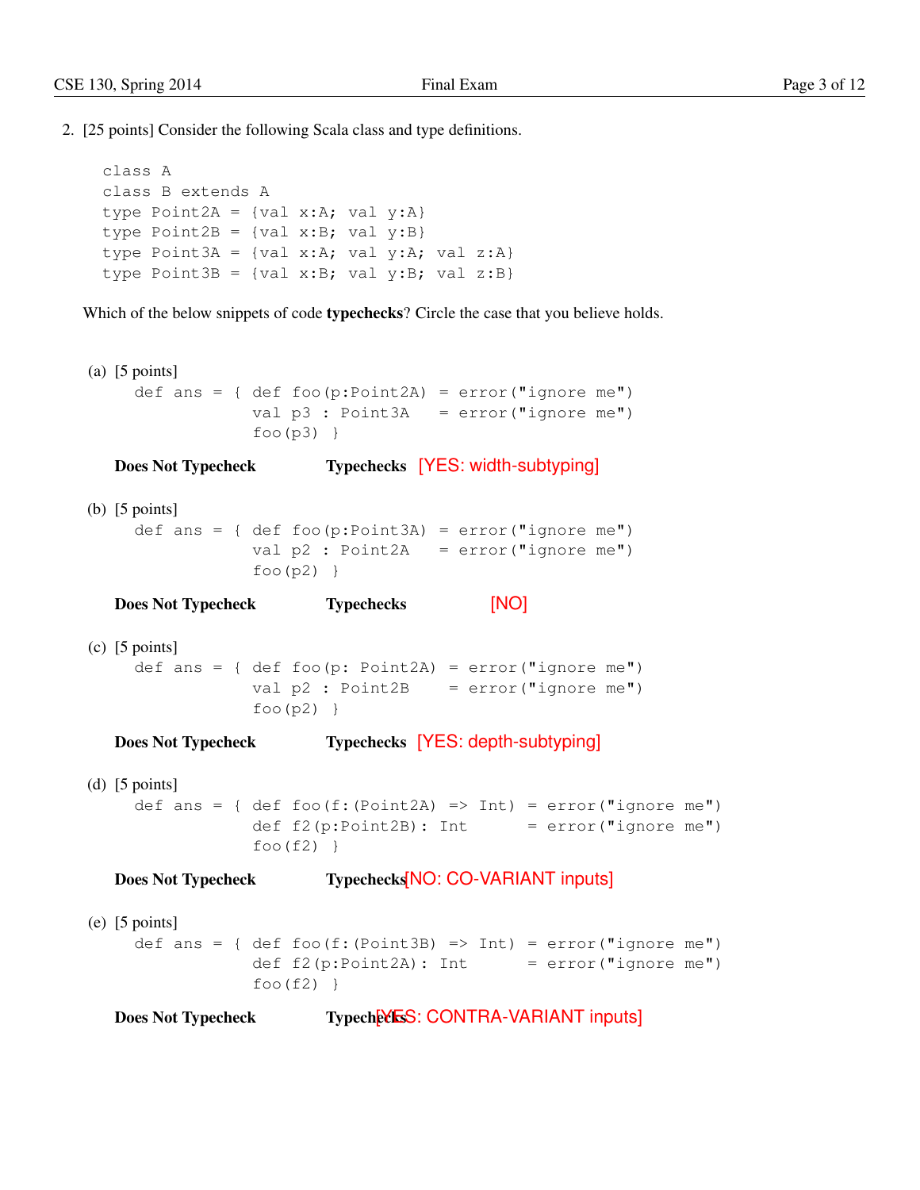2. [25 points] Consider the following Scala class and type definitions.

```
class A
class B extends A
type Point2A = {val x:A; val y:A}
type Point2B = {val x:B; val y:B}
type Point3A = {val x:A; val y:A; val z:A}
type Point3B = {val x:B; val y:B; val z:B}
```

Which of the below snippets of code **typechecks**? Circle the case that you believe holds.

(a) [5 points]

```
def ans = { def foo(p:Point2A) = error("ignore me")
            val p3 : Point3A   = error("ignore me")
            foo(p3) }
```

**Does Not Typecheck** **Typechecks** [YES: width-subtyping]

(b) [5 points]

```
def ans = { def foo(p:Point3A) = error("ignore me")
            val p2 : Point2A   = error("ignore me")
            foo(p2) }
```

**Does Not Typecheck** **Typechecks** [NO]

(c) [5 points]

```
def ans = { def foo(p: Point2A) = error("ignore me")
            val p2 : Point2B    = error("ignore me")
            foo(p2) }
```

**Does Not Typecheck** **Typechecks** [YES: depth-subtyping]

(d) [5 points]

```
def ans = { def foo(f:(Point2A) => Int) = error("ignore me")
            def f2(p:Point2B): Int      = error("ignore me")
            foo(f2) }
```

**Does Not Typecheck** **Typechecks** [NO: CO-VARIANT inputs]

(e) [5 points]

```
def ans = { def foo(f:(Point3B) => Int) = error("ignore me")
            def f2(p:Point2A): Int      = error("ignore me")
            foo(f2) }
```

**Does Not Typecheck** **Typechecks** [YES: CONTRA-VARIANT inputs]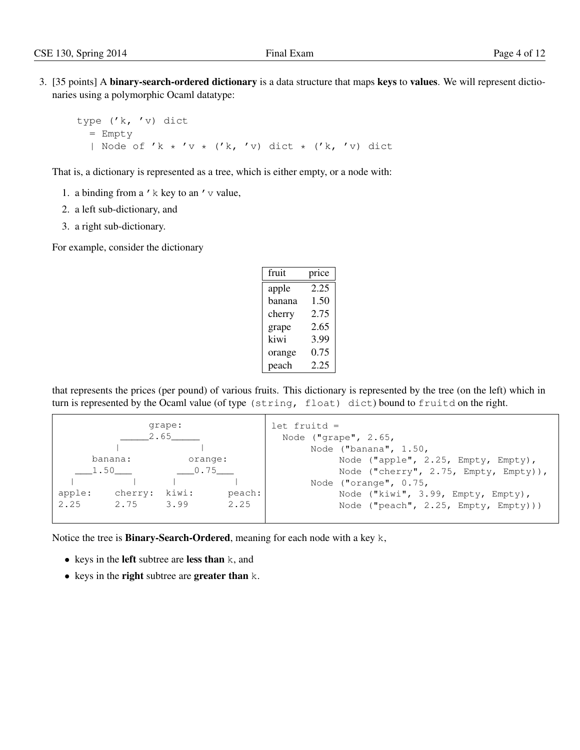3. [35 points] A **binary-search-ordered dictionary** is a data structure that maps **keys** to **values**. We will represent dictionaries using a polymorphic Ocaml datatype:

```
type ('k, 'v) dict
  = Empty
  | Node of 'k * 'v * ('k, 'v) dict * ('k, 'v) dict
```

That is, a dictionary is represented as a tree, which is either empty, or a node with:

1. a binding from a `'k` key to an `'v` value,
2. a left sub-dictionary, and
3. a right sub-dictionary.

For example, consider the dictionary

| fruit | price |
|---|---|
| apple | 2.25 |
| banana | 1.50 |
| cherry | 2.75 |
| grape | 2.65 |
| kiwi | 3.99 |
| orange | 0.75 |
| peach | 2.25 |

that represents the prices (per pound) of various fruits. This dictionary is represented by the tree (on the left) which in turn is represented by the Ocaml value (of type `(string, float) dict`) bound to `fruitd` on the right.

```
               grape:
           _____2.65_____
           |            |
       banana:        orange:
     ___1.50___     ___0.75___
     |        |     |        |
apple:    cherry:  kiwi:    peach:
2.25      2.75     3.99     2.25
```

```
let fruitd =
  Node ("grape", 2.65,
       Node ("banana", 1.50,
            Node ("apple", 2.25, Empty, Empty),
            Node ("cherry", 2.75, Empty, Empty)),
       Node ("orange", 0.75,
            Node ("kiwi", 3.99, Empty, Empty),
            Node ("peach", 2.25, Empty, Empty)))
```

Notice the tree is **Binary-Search-Ordered**, meaning for each node with a key `k`,

- keys in the **left** subtree are **less than** `k`, and
- keys in the **right** subtree are **greater than** `k`.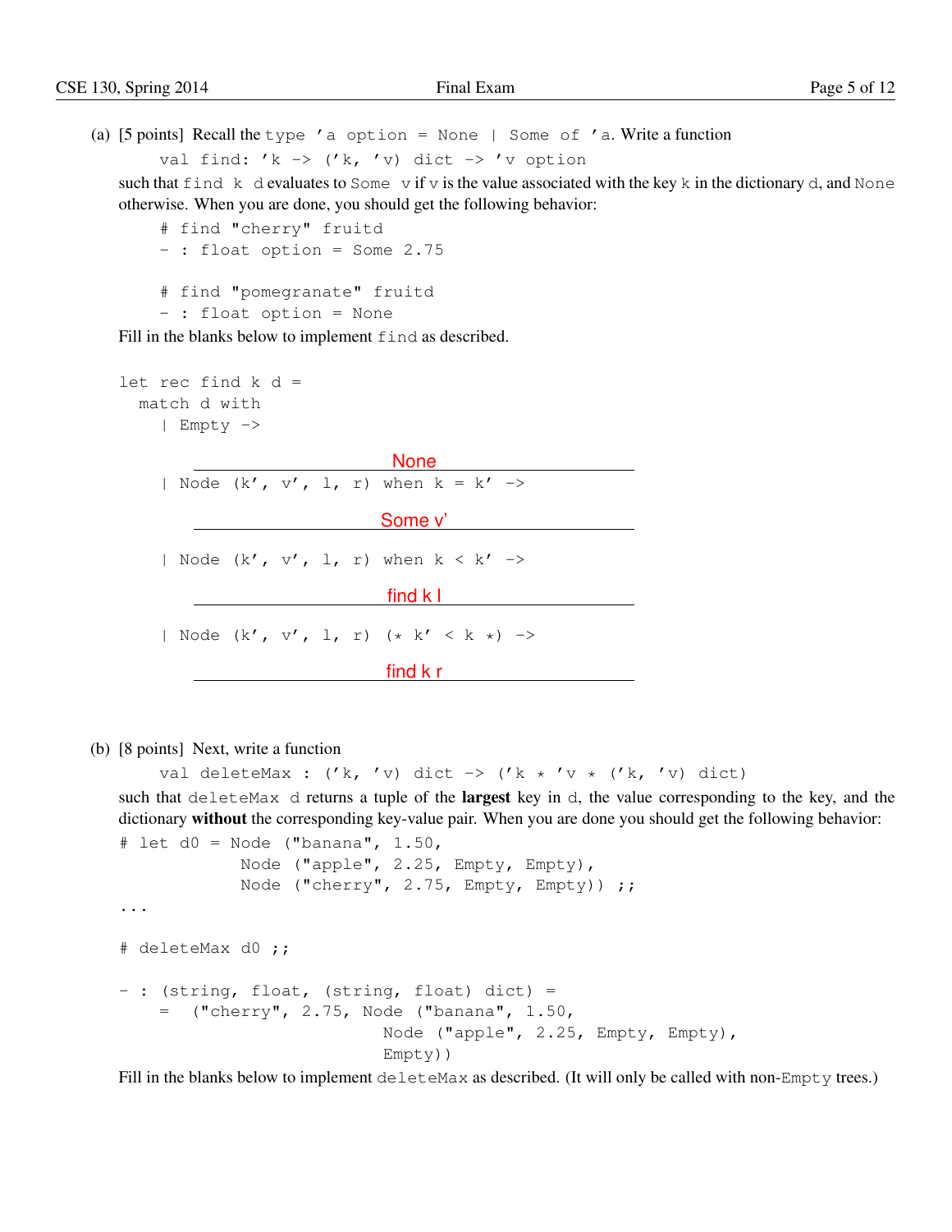(a) [5 points] Recall the `type 'a option = None | Some of 'a`. Write a function

```
val find: 'k -> ('k, 'v) dict -> 'v option
```

such that `find k d` evaluates to `Some v` if `v` is the value associated with the key `k` in the dictionary `d`, and `None` otherwise. When you are done, you should get the following behavior:

```
# find "cherry" fruitd
- : float option = Some 2.75

# find "pomegranate" fruitd
- : float option = None
```

Fill in the blanks below to implement `find` as described.

```
let rec find k d =
  match d with
    | Empty ->
        None
    | Node (k', v', l, r) when k = k' ->
        Some v'
    | Node (k', v', l, r) when k < k' ->
        find k l
    | Node (k', v', l, r) (* k' < k *) ->
        find k r
```

(b) [8 points] Next, write a function

```
val deleteMax : ('k, 'v) dict -> ('k * 'v * ('k, 'v) dict)
```

such that `deleteMax d` returns a tuple of the **largest** key in `d`, the value corresponding to the key, and the dictionary **without** the corresponding key-value pair. When you are done you should get the following behavior:

```
# let d0 = Node ("banana", 1.50,
             Node ("apple", 2.25, Empty, Empty),
             Node ("cherry", 2.75, Empty, Empty)) ;;
...

# deleteMax d0 ;;

- : (string, float, (string, float) dict) =
    =  ("cherry", 2.75, Node ("banana", 1.50,
                              Node ("apple", 2.25, Empty, Empty),
                              Empty))
```

Fill in the blanks below to implement `deleteMax` as described. (It will only be called with non-`Empty` trees.)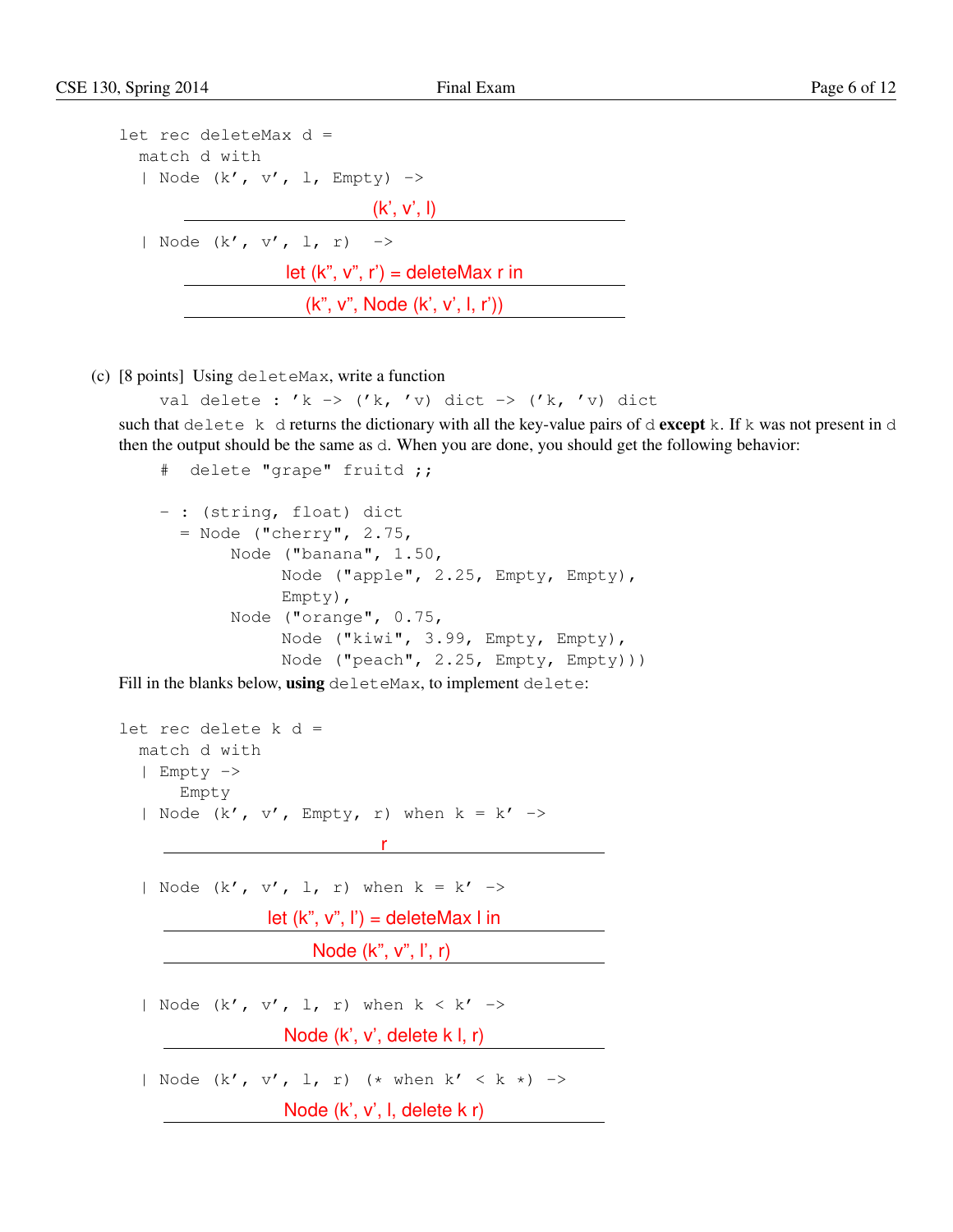```
let rec deleteMax d =
  match d with
  | Node (k', v', l, Empty) ->
      (k', v', l)
  | Node (k', v', l, r)  ->
      let (k", v", r') = deleteMax r in
      (k", v", Node (k', v', l, r'))
```

(c) [8 points] Using `deleteMax`, write a function

```
val delete : 'k -> ('k, 'v) dict -> ('k, 'v) dict
```

such that `delete k d` returns the dictionary with all the key-value pairs of `d` **except** `k`. If `k` was not present in `d` then the output should be the same as `d`. When you are done, you should get the following behavior:

```
#  delete "grape" fruitd ;;

- : (string, float) dict
  = Node ("cherry", 2.75,
        Node ("banana", 1.50,
             Node ("apple", 2.25, Empty, Empty),
             Empty),
        Node ("orange", 0.75,
             Node ("kiwi", 3.99, Empty, Empty),
             Node ("peach", 2.25, Empty, Empty)))
```

Fill in the blanks below, **using** `deleteMax`, to implement `delete`:

```
let rec delete k d =
  match d with
  | Empty ->
      Empty
  | Node (k', v', Empty, r) when k = k' ->
      r
  | Node (k', v', l, r) when k = k' ->
      let (k", v", l') = deleteMax l in
      Node (k", v", l', r)
  | Node (k', v', l, r) when k < k' ->
      Node (k', v', delete k l, r)
  | Node (k', v', l, r) (* when k' < k *) ->
      Node (k', v', l, delete k r)
```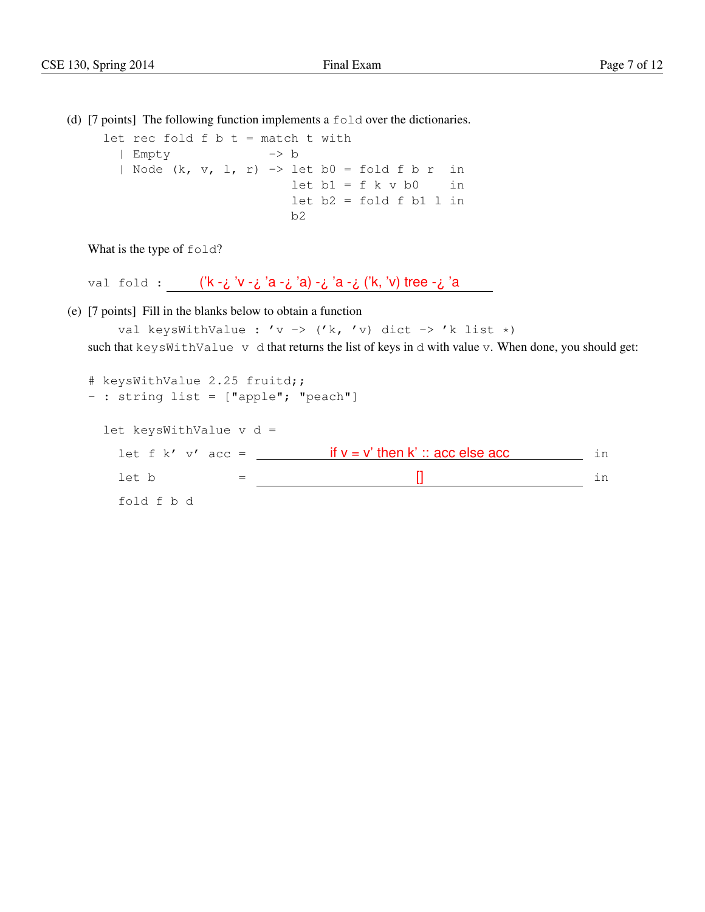(d) [7 points] The following function implements a `fold` over the dictionaries.

```
let rec fold f b t = match t with
  | Empty              -> b
  | Node (k, v, l, r) -> let b0 = fold f b r  in
                          let b1 = f k v b0    in
                          let b2 = fold f b1 l in
                          b2
```

What is the type of `fold`?

`val fold :` ('k -¿ 'v -¿ 'a -¿ 'a) -¿ 'a -¿ ('k, 'v) tree -¿ 'a

(e) [7 points] Fill in the blanks below to obtain a function

```
val keysWithValue : 'v -> ('k, 'v) dict -> 'k list *)
```

such that `keysWithValue v d` that returns the list of keys in `d` with value `v`. When done, you should get:

```
# keysWithValue 2.25 fruitd;;
- : string list = ["apple"; "peach"]
```

```
let keysWithValue v d =
  let f k' v' acc = if v = v' then k' :: acc else acc in
  let b           = []                                in
  fold f b d
```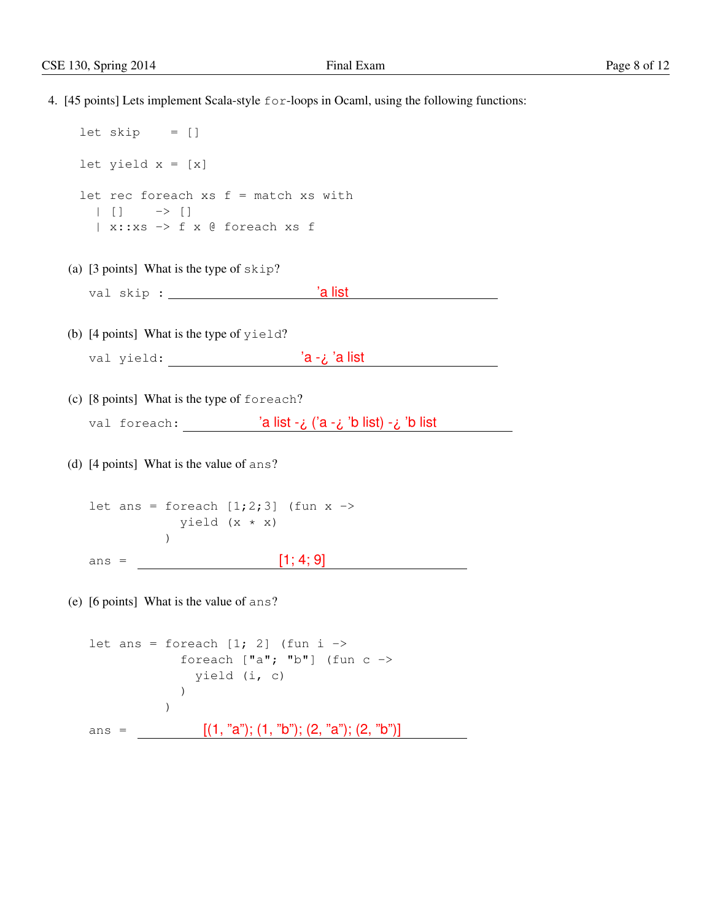4. [45 points] Lets implement Scala-style `for`-loops in Ocaml, using the following functions:

```
let skip    = []

let yield x = [x]

let rec foreach xs f = match xs with
  | []    -> []
  | x::xs -> f x @ foreach xs f
```

(a) [3 points] What is the type of `skip`?

`val skip :` 'a list

(b) [4 points] What is the type of `yield`?

`val yield:` 'a -¿ 'a list

(c) [8 points] What is the type of `foreach`?

`val foreach:` 'a list -¿ ('a -¿ 'b list) -¿ 'b list

(d) [4 points] What is the value of `ans`?

```
let ans = foreach [1;2;3] (fun x ->
            yield (x * x)
          )
```

`ans =` [1; 4; 9]

(e) [6 points] What is the value of `ans`?

```
let ans = foreach [1; 2] (fun i ->
            foreach ["a"; "b"] (fun c ->
              yield (i, c)
            )
          )
```

`ans =` [(1, "a"); (1, "b"); (2, "a"); (2, "b")]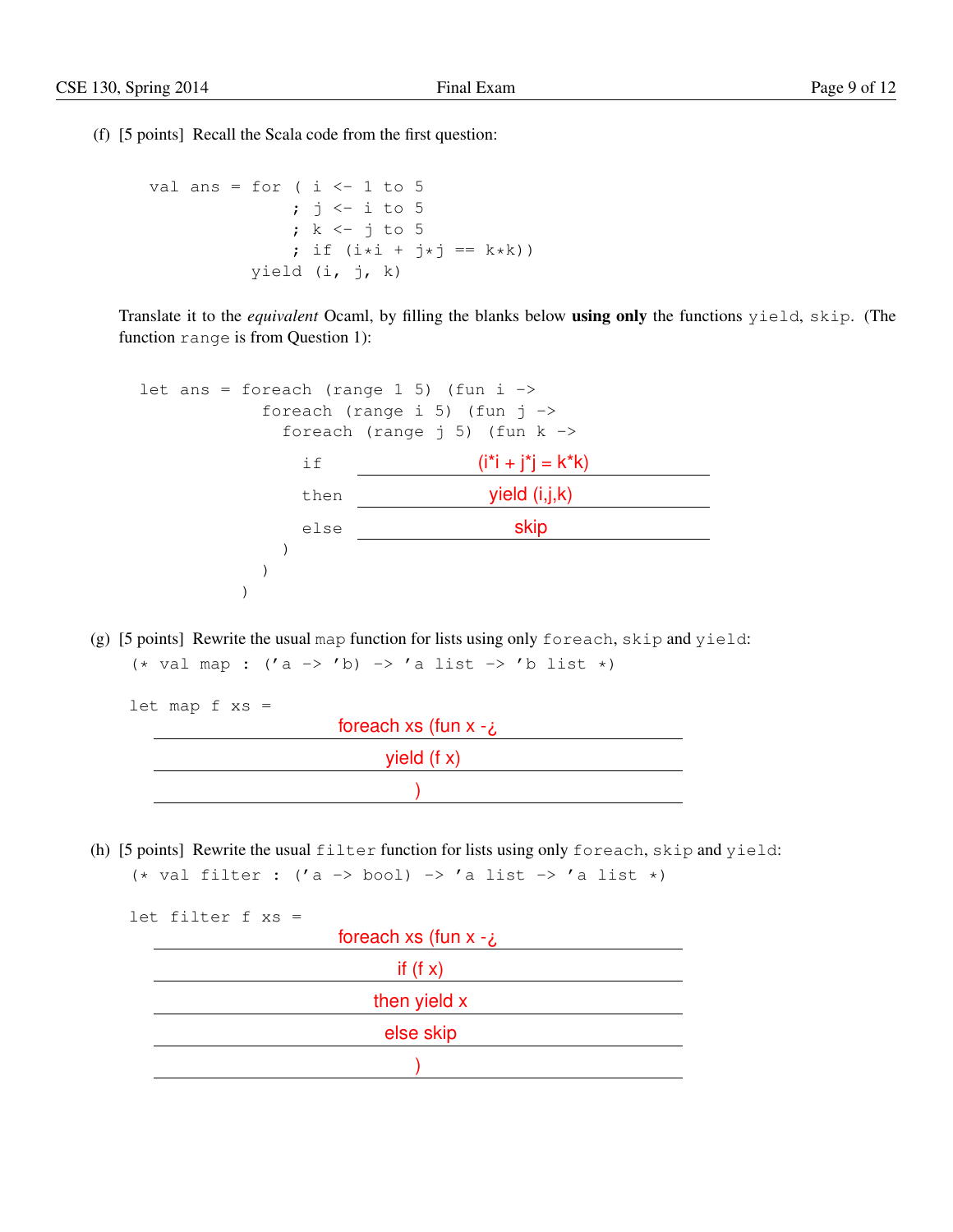(f) [5 points] Recall the Scala code from the first question:

```
val ans = for ( i <- 1 to 5
              ; j <- i to 5
              ; k <- j to 5
              ; if (i*i + j*j == k*k))
          yield (i, j, k)
```

Translate it to the *equivalent* Ocaml, by filling the blanks below **using only** the functions `yield`, `skip`. (The function `range` is from Question 1):

```
let ans = foreach (range 1 5) (fun i ->
            foreach (range i 5) (fun j ->
              foreach (range j 5) (fun k ->
                if    (i*i + j*j = k*k)
                then  yield (i,j,k)
                else  skip
              )
            )
          )
```

(g) [5 points] Rewrite the usual `map` function for lists using only `foreach`, `skip` and `yield`:

```
(* val map : ('a -> 'b) -> 'a list -> 'b list *)

let map f xs =
  foreach xs (fun x -¿
  yield (f x)
  )
```

(h) [5 points] Rewrite the usual `filter` function for lists using only `foreach`, `skip` and `yield`:

```
(* val filter : ('a -> bool) -> 'a list -> 'a list *)

let filter f xs =
  foreach xs (fun x -¿
  if (f x)
  then yield x
  else skip
  )
```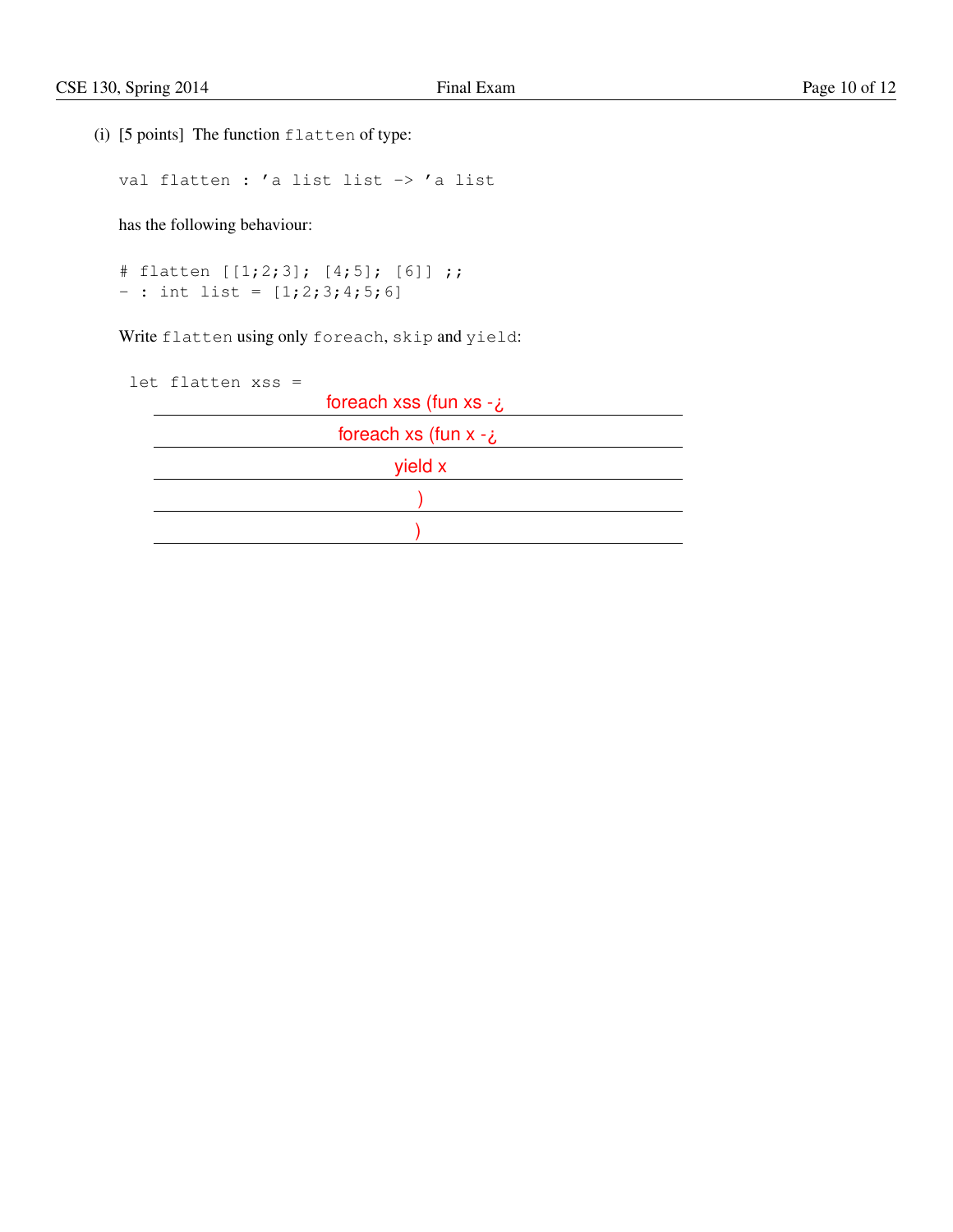(i) [5 points] The function `flatten` of type:

```
val flatten : 'a list list -> 'a list
```

has the following behaviour:

```
# flatten [[1;2;3]; [4;5]; [6]] ;;
- : int list = [1;2;3;4;5;6]
```

Write `flatten` using only `foreach`, `skip` and `yield`:

```
let flatten xss =
    foreach xss (fun xs -¿
      foreach xs (fun x -¿
        yield x
      )
    )
```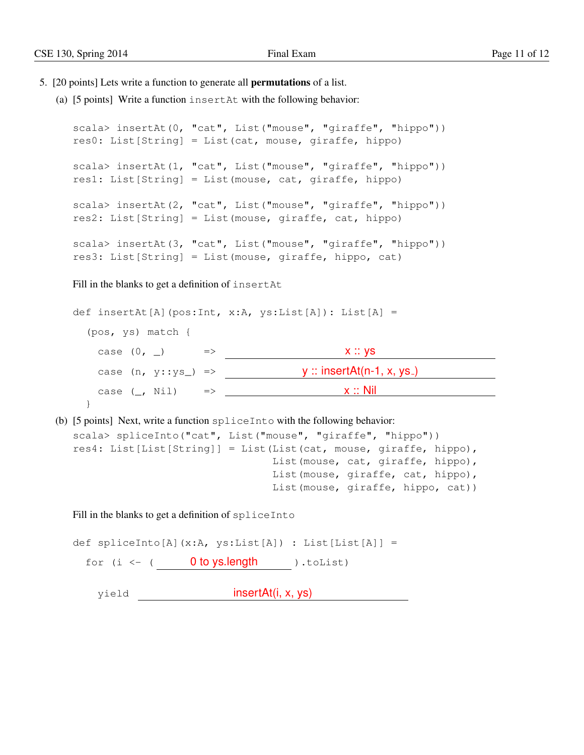5. [20 points] Lets write a function to generate all **permutations** of a list.

(a) [5 points] Write a function `insertAt` with the following behavior:

```
scala> insertAt(0, "cat", List("mouse", "giraffe", "hippo"))
res0: List[String] = List(cat, mouse, giraffe, hippo)

scala> insertAt(1, "cat", List("mouse", "giraffe", "hippo"))
res1: List[String] = List(mouse, cat, giraffe, hippo)

scala> insertAt(2, "cat", List("mouse", "giraffe", "hippo"))
res2: List[String] = List(mouse, giraffe, cat, hippo)

scala> insertAt(3, "cat", List("mouse", "giraffe", "hippo"))
res3: List[String] = List(mouse, giraffe, hippo, cat)
```

Fill in the blanks to get a definition of `insertAt`

```
def insertAt[A](pos:Int, x:A, ys:List[A]): List[A] =
  (pos, ys) match {
    case (0, _)       => x :: ys
    case (n, y::ys_)  => y :: insertAt(n-1, x, ys_)
    case (_, Nil)     => x :: Nil
  }
```

(b) [5 points] Next, write a function `spliceInto` with the following behavior:

```
scala> spliceInto("cat", List("mouse", "giraffe", "hippo"))
res4: List[List[String]] = List(List(cat, mouse, giraffe, hippo),
                                List(mouse, cat, giraffe, hippo),
                                List(mouse, giraffe, cat, hippo),
                                List(mouse, giraffe, hippo, cat))
```

Fill in the blanks to get a definition of `spliceInto`

```
def spliceInto[A](x:A, ys:List[A]) : List[List[A]] =
  for (i <- ( 0 to ys.length ).toList)
    yield insertAt(i, x, ys)
```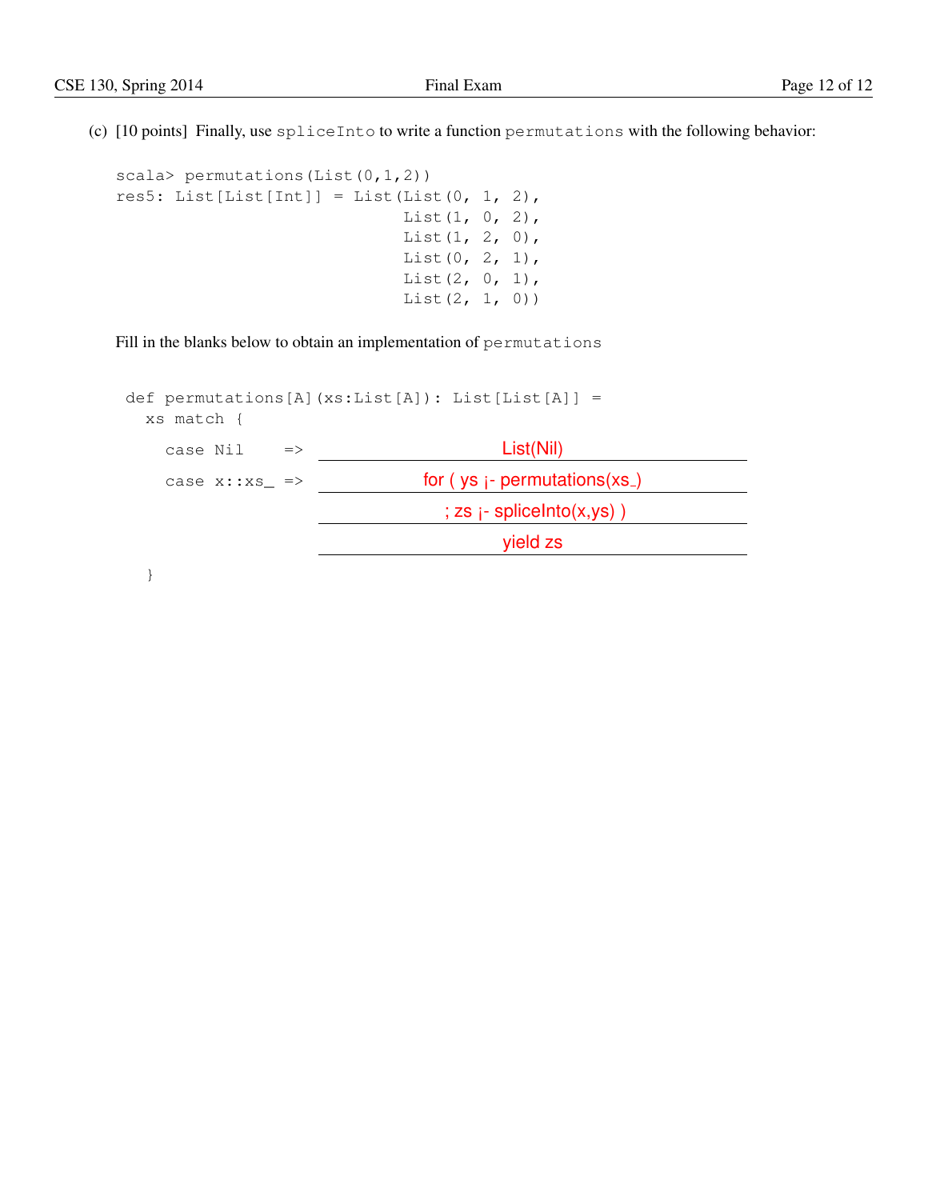(c) [10 points] Finally, use `spliceInto` to write a function `permutations` with the following behavior:

```
scala> permutations(List(0,1,2))
res5: List[List[Int]] = List(List(0, 1, 2),
                             List(1, 0, 2),
                             List(1, 2, 0),
                             List(0, 2, 1),
                             List(2, 0, 1),
                             List(2, 1, 0))
```

Fill in the blanks below to obtain an implementation of `permutations`

```
def permutations[A](xs:List[A]): List[List[A]] =
  xs match {
    case Nil     => List(Nil)
    case x::xs_ => for ( ys ¡- permutations(xs_)
                   ; zs ¡- spliceInto(x,ys) )
                   yield zs
  }
```